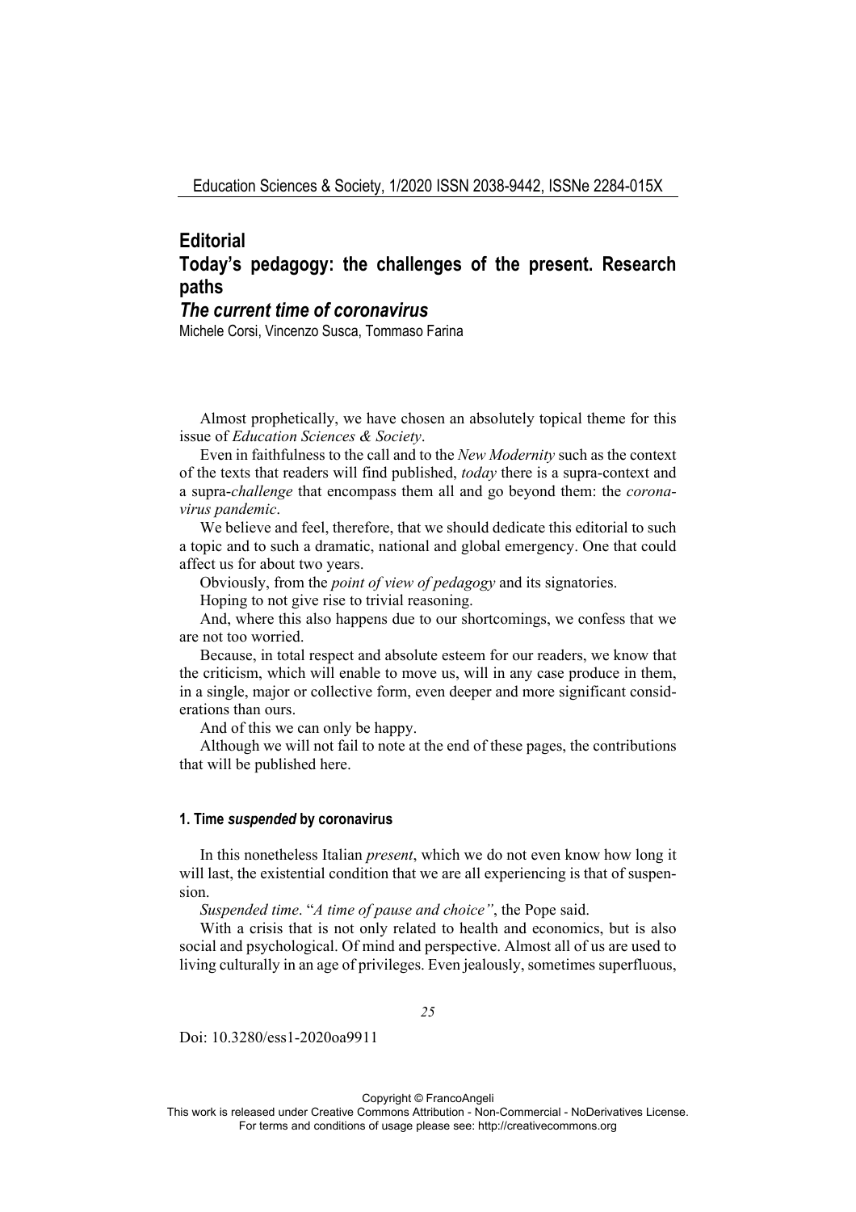# Editorial
# Today's pedagogy: the challenges of the present. Research paths
## *The current time of coronavirus*

Michele Corsi, Vincenzo Susca, Tommaso Farina

Almost prophetically, we have chosen an absolutely topical theme for this issue of *Education Sciences & Society*.

Even in faithfulness to the call and to the *New Modernity* such as the context of the texts that readers will find published, *today* there is a supra-context and a supra-*challenge* that encompass them all and go beyond them: the *coronavirus pandemic*.

We believe and feel, therefore, that we should dedicate this editorial to such a topic and to such a dramatic, national and global emergency. One that could affect us for about two years.

Obviously, from the *point of view of pedagogy* and its signatories.

Hoping to not give rise to trivial reasoning.

And, where this also happens due to our shortcomings, we confess that we are not too worried.

Because, in total respect and absolute esteem for our readers, we know that the criticism, which will enable to move us, will in any case produce in them, in a single, major or collective form, even deeper and more significant considerations than ours.

And of this we can only be happy.

Although we will not fail to note at the end of these pages, the contributions that will be published here.

#### 1. Time *suspended* by coronavirus

In this nonetheless Italian *present*, which we do not even know how long it will last, the existential condition that we are all experiencing is that of suspension.

*Suspended time*. "*A time of pause and choice"*, the Pope said.

With a crisis that is not only related to health and economics, but is also social and psychological. Of mind and perspective. Almost all of us are used to living culturally in an age of privileges. Even jealously, sometimes superfluous,

Doi: 10.3280/ess1-2020oa9911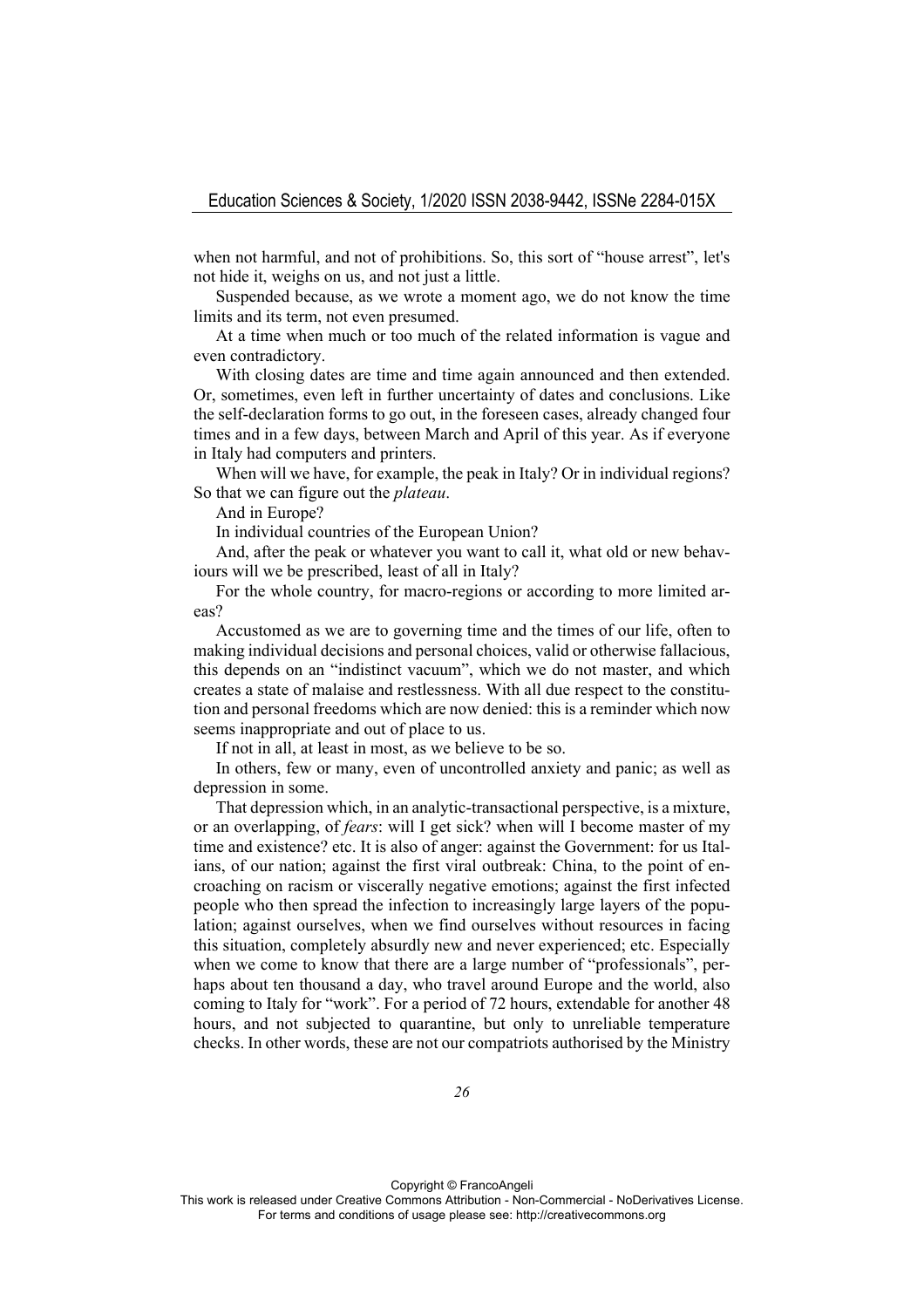when not harmful, and not of prohibitions. So, this sort of "house arrest", let's not hide it, weighs on us, and not just a little.

Suspended because, as we wrote a moment ago, we do not know the time limits and its term, not even presumed.

At a time when much or too much of the related information is vague and even contradictory.

With closing dates are time and time again announced and then extended. Or, sometimes, even left in further uncertainty of dates and conclusions. Like the self-declaration forms to go out, in the foreseen cases, already changed four times and in a few days, between March and April of this year. As if everyone in Italy had computers and printers.

When will we have, for example, the peak in Italy? Or in individual regions? So that we can figure out the *plateau*.

And in Europe?

In individual countries of the European Union?

And, after the peak or whatever you want to call it, what old or new behaviours will we be prescribed, least of all in Italy?

For the whole country, for macro-regions or according to more limited areas?

Accustomed as we are to governing time and the times of our life, often to making individual decisions and personal choices, valid or otherwise fallacious, this depends on an "indistinct vacuum", which we do not master, and which creates a state of malaise and restlessness. With all due respect to the constitution and personal freedoms which are now denied: this is a reminder which now seems inappropriate and out of place to us.

If not in all, at least in most, as we believe to be so.

In others, few or many, even of uncontrolled anxiety and panic; as well as depression in some.

That depression which, in an analytic-transactional perspective, is a mixture, or an overlapping, of *fears*: will I get sick? when will I become master of my time and existence? etc. It is also of anger: against the Government: for us Italians, of our nation; against the first viral outbreak: China, to the point of encroaching on racism or viscerally negative emotions; against the first infected people who then spread the infection to increasingly large layers of the population; against ourselves, when we find ourselves without resources in facing this situation, completely absurdly new and never experienced; etc. Especially when we come to know that there are a large number of "professionals", perhaps about ten thousand a day, who travel around Europe and the world, also coming to Italy for "work". For a period of 72 hours, extendable for another 48 hours, and not subjected to quarantine, but only to unreliable temperature checks. In other words, these are not our compatriots authorised by the Ministry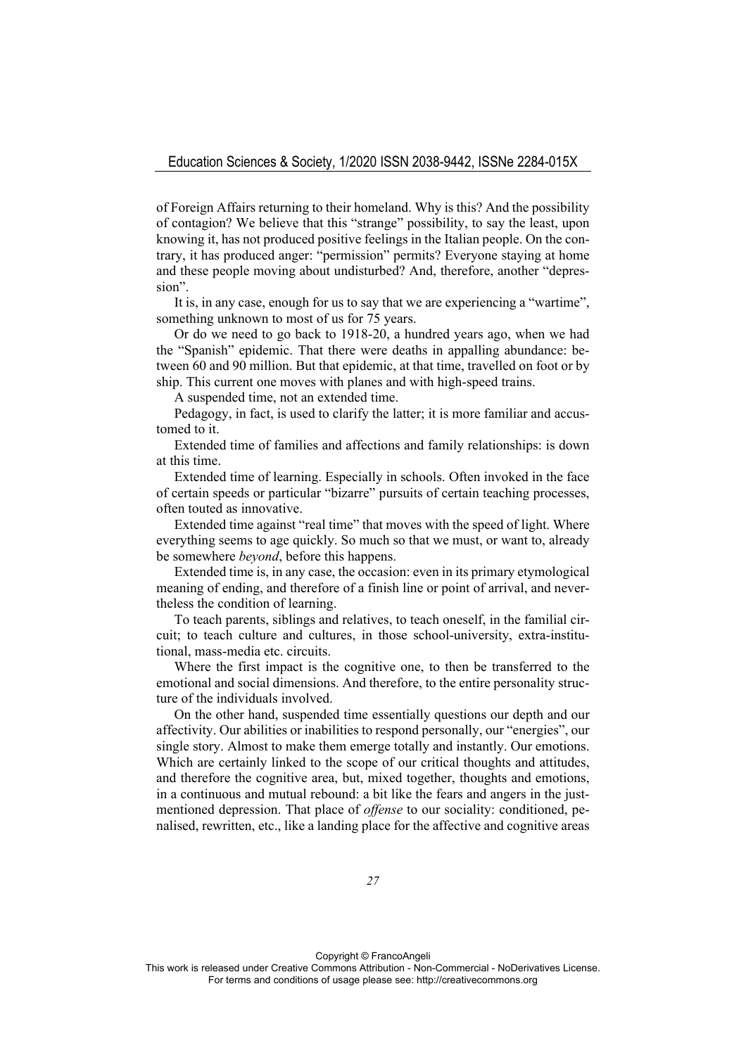of Foreign Affairs returning to their homeland. Why is this? And the possibility of contagion? We believe that this "strange" possibility, to say the least, upon knowing it, has not produced positive feelings in the Italian people. On the contrary, it has produced anger: "permission" permits? Everyone staying at home and these people moving about undisturbed? And, therefore, another "depression".

It is, in any case, enough for us to say that we are experiencing a "wartime", something unknown to most of us for 75 years.

Or do we need to go back to 1918-20, a hundred years ago, when we had the "Spanish" epidemic. That there were deaths in appalling abundance: between 60 and 90 million. But that epidemic, at that time, travelled on foot or by ship. This current one moves with planes and with high-speed trains.

A suspended time, not an extended time.

Pedagogy, in fact, is used to clarify the latter; it is more familiar and accustomed to it.

Extended time of families and affections and family relationships: is down at this time.

Extended time of learning. Especially in schools. Often invoked in the face of certain speeds or particular "bizarre" pursuits of certain teaching processes, often touted as innovative.

Extended time against "real time" that moves with the speed of light. Where everything seems to age quickly. So much so that we must, or want to, already be somewhere *beyond*, before this happens.

Extended time is, in any case, the occasion: even in its primary etymological meaning of ending, and therefore of a finish line or point of arrival, and nevertheless the condition of learning.

To teach parents, siblings and relatives, to teach oneself, in the familial circuit; to teach culture and cultures, in those school-university, extra-institutional, mass-media etc. circuits.

Where the first impact is the cognitive one, to then be transferred to the emotional and social dimensions. And therefore, to the entire personality structure of the individuals involved.

On the other hand, suspended time essentially questions our depth and our affectivity. Our abilities or inabilities to respond personally, our "energies", our single story. Almost to make them emerge totally and instantly. Our emotions. Which are certainly linked to the scope of our critical thoughts and attitudes, and therefore the cognitive area, but, mixed together, thoughts and emotions, in a continuous and mutual rebound: a bit like the fears and angers in the just-mentioned depression. That place of *offense* to our sociality: conditioned, penalised, rewritten, etc., like a landing place for the affective and cognitive areas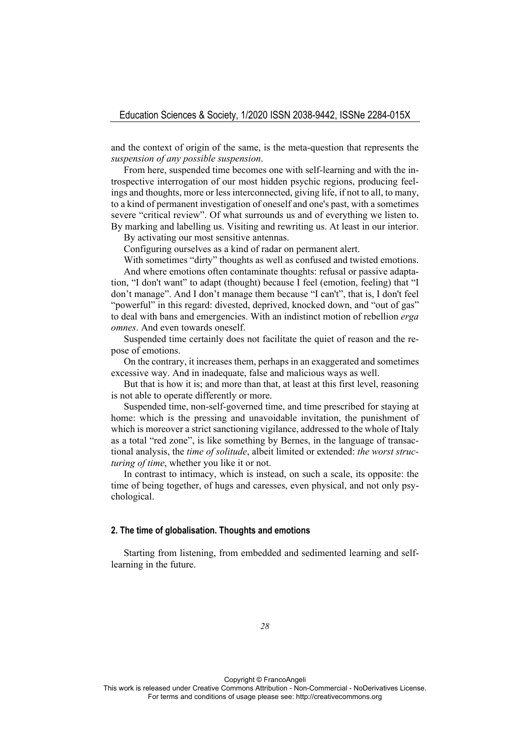and the context of origin of the same, is the meta-question that represents the *suspension of any possible suspension*.

From here, suspended time becomes one with self-learning and with the introspective interrogation of our most hidden psychic regions, producing feelings and thoughts, more or less interconnected, giving life, if not to all, to many, to a kind of permanent investigation of oneself and one's past, with a sometimes severe "critical review". Of what surrounds us and of everything we listen to. By marking and labelling us. Visiting and rewriting us. At least in our interior.

By activating our most sensitive antennas.

Configuring ourselves as a kind of radar on permanent alert.

With sometimes "dirty" thoughts as well as confused and twisted emotions.

And where emotions often contaminate thoughts: refusal or passive adaptation, "I don't want" to adapt (thought) because I feel (emotion, feeling) that "I don't manage". And I don't manage them because "I can't", that is, I don't feel "powerful" in this regard: divested, deprived, knocked down, and "out of gas" to deal with bans and emergencies. With an indistinct motion of rebellion *erga omnes*. And even towards oneself.

Suspended time certainly does not facilitate the quiet of reason and the repose of emotions.

On the contrary, it increases them, perhaps in an exaggerated and sometimes excessive way. And in inadequate, false and malicious ways as well.

But that is how it is; and more than that, at least at this first level, reasoning is not able to operate differently or more.

Suspended time, non-self-governed time, and time prescribed for staying at home: which is the pressing and unavoidable invitation, the punishment of which is moreover a strict sanctioning vigilance, addressed to the whole of Italy as a total "red zone", is like something by Bernes, in the language of transactional analysis, the *time of solitude*, albeit limited or extended: *the worst structuring of time*, whether you like it or not.

In contrast to intimacy, which is instead, on such a scale, its opposite: the time of being together, of hugs and caresses, even physical, and not only psychological.

## 2. The time of globalisation. Thoughts and emotions

Starting from listening, from embedded and sedimented learning and self-learning in the future.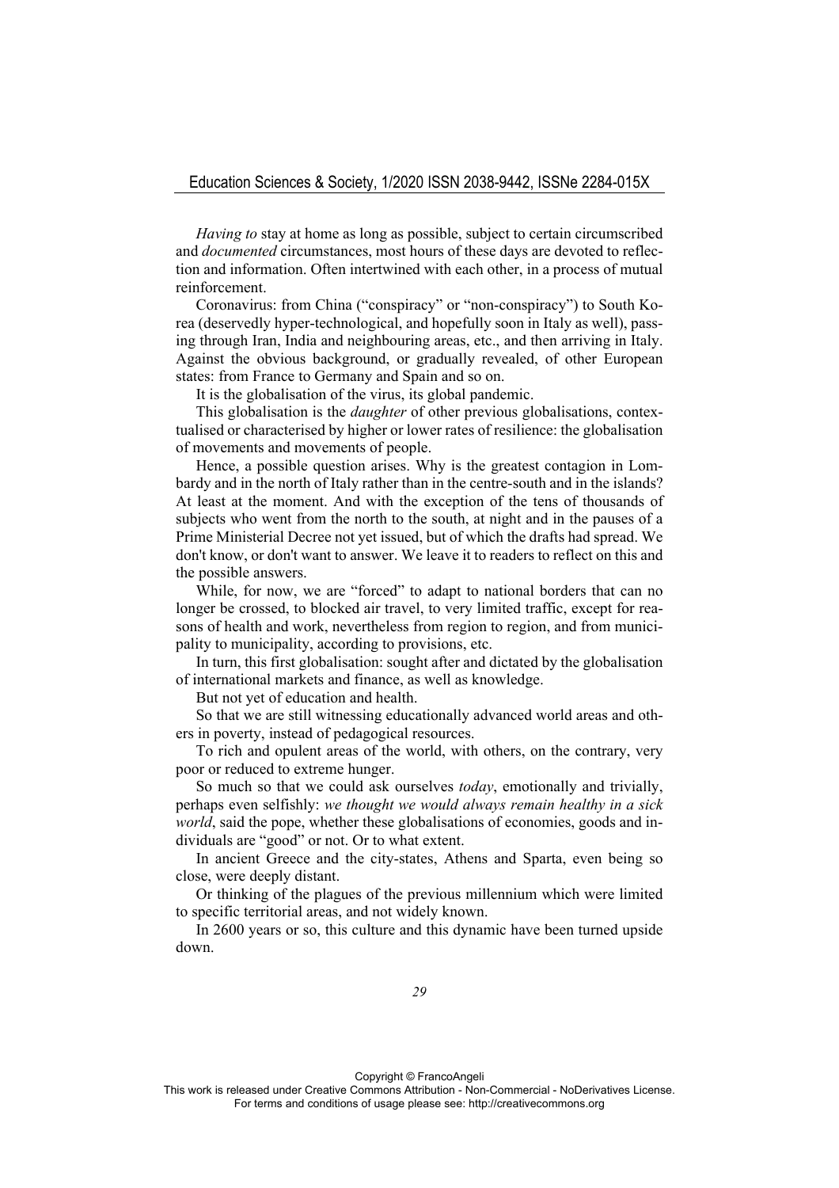*Having to* stay at home as long as possible, subject to certain circumscribed and *documented* circumstances, most hours of these days are devoted to reflection and information. Often intertwined with each other, in a process of mutual reinforcement.

Coronavirus: from China ("conspiracy" or "non-conspiracy") to South Korea (deservedly hyper-technological, and hopefully soon in Italy as well), passing through Iran, India and neighbouring areas, etc., and then arriving in Italy. Against the obvious background, or gradually revealed, of other European states: from France to Germany and Spain and so on.

It is the globalisation of the virus, its global pandemic.

This globalisation is the *daughter* of other previous globalisations, contextualised or characterised by higher or lower rates of resilience: the globalisation of movements and movements of people.

Hence, a possible question arises. Why is the greatest contagion in Lombardy and in the north of Italy rather than in the centre-south and in the islands? At least at the moment. And with the exception of the tens of thousands of subjects who went from the north to the south, at night and in the pauses of a Prime Ministerial Decree not yet issued, but of which the drafts had spread. We don't know, or don't want to answer. We leave it to readers to reflect on this and the possible answers.

While, for now, we are "forced" to adapt to national borders that can no longer be crossed, to blocked air travel, to very limited traffic, except for reasons of health and work, nevertheless from region to region, and from municipality to municipality, according to provisions, etc.

In turn, this first globalisation: sought after and dictated by the globalisation of international markets and finance, as well as knowledge.

But not yet of education and health.

So that we are still witnessing educationally advanced world areas and others in poverty, instead of pedagogical resources.

To rich and opulent areas of the world, with others, on the contrary, very poor or reduced to extreme hunger.

So much so that we could ask ourselves *today*, emotionally and trivially, perhaps even selfishly: *we thought we would always remain healthy in a sick world*, said the pope, whether these globalisations of economies, goods and individuals are "good" or not. Or to what extent.

In ancient Greece and the city-states, Athens and Sparta, even being so close, were deeply distant.

Or thinking of the plagues of the previous millennium which were limited to specific territorial areas, and not widely known.

In 2600 years or so, this culture and this dynamic have been turned upside down.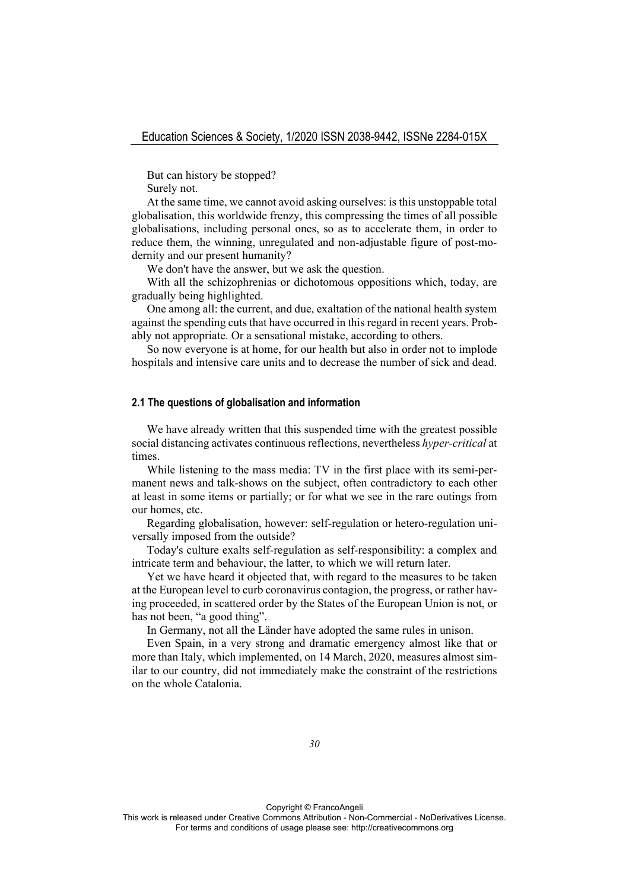But can history be stopped?

Surely not.

At the same time, we cannot avoid asking ourselves: is this unstoppable total globalisation, this worldwide frenzy, this compressing the times of all possible globalisations, including personal ones, so as to accelerate them, in order to reduce them, the winning, unregulated and non-adjustable figure of post-modernity and our present humanity?

We don't have the answer, but we ask the question.

With all the schizophrenias or dichotomous oppositions which, today, are gradually being highlighted.

One among all: the current, and due, exaltation of the national health system against the spending cuts that have occurred in this regard in recent years. Probably not appropriate. Or a sensational mistake, according to others.

So now everyone is at home, for our health but also in order not to implode hospitals and intensive care units and to decrease the number of sick and dead.

### 2.1 The questions of globalisation and information

We have already written that this suspended time with the greatest possible social distancing activates continuous reflections, nevertheless *hyper-critical* at times.

While listening to the mass media: TV in the first place with its semi-permanent news and talk-shows on the subject, often contradictory to each other at least in some items or partially; or for what we see in the rare outings from our homes, etc.

Regarding globalisation, however: self-regulation or hetero-regulation universally imposed from the outside?

Today's culture exalts self-regulation as self-responsibility: a complex and intricate term and behaviour, the latter, to which we will return later.

Yet we have heard it objected that, with regard to the measures to be taken at the European level to curb coronavirus contagion, the progress, or rather having proceeded, in scattered order by the States of the European Union is not, or has not been, "a good thing".

In Germany, not all the Länder have adopted the same rules in unison.

Even Spain, in a very strong and dramatic emergency almost like that or more than Italy, which implemented, on 14 March, 2020, measures almost similar to our country, did not immediately make the constraint of the restrictions on the whole Catalonia.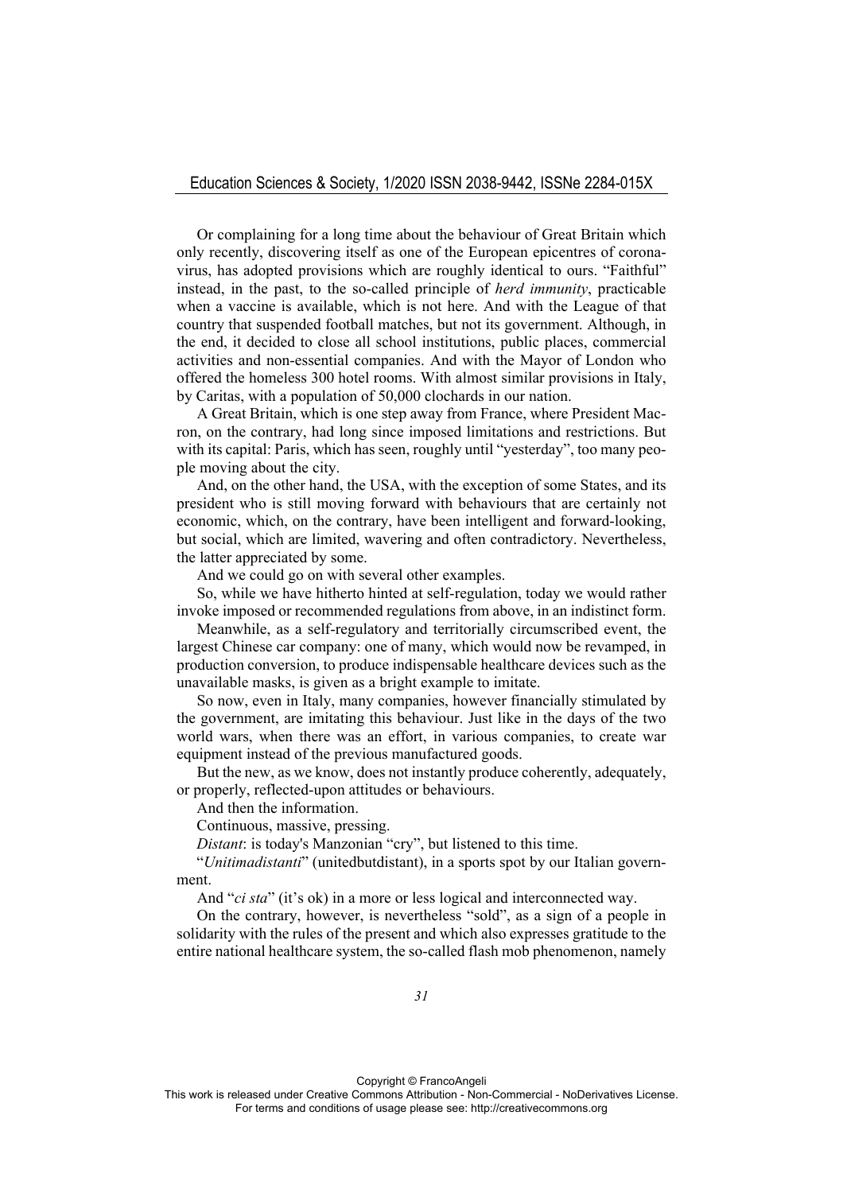Or complaining for a long time about the behaviour of Great Britain which only recently, discovering itself as one of the European epicentres of coronavirus, has adopted provisions which are roughly identical to ours. "Faithful" instead, in the past, to the so-called principle of *herd immunity*, practicable when a vaccine is available, which is not here. And with the League of that country that suspended football matches, but not its government. Although, in the end, it decided to close all school institutions, public places, commercial activities and non-essential companies. And with the Mayor of London who offered the homeless 300 hotel rooms. With almost similar provisions in Italy, by Caritas, with a population of 50,000 clochards in our nation.

A Great Britain, which is one step away from France, where President Macron, on the contrary, had long since imposed limitations and restrictions. But with its capital: Paris, which has seen, roughly until "yesterday", too many people moving about the city.

And, on the other hand, the USA, with the exception of some States, and its president who is still moving forward with behaviours that are certainly not economic, which, on the contrary, have been intelligent and forward-looking, but social, which are limited, wavering and often contradictory. Nevertheless, the latter appreciated by some.

And we could go on with several other examples.

So, while we have hitherto hinted at self-regulation, today we would rather invoke imposed or recommended regulations from above, in an indistinct form.

Meanwhile, as a self-regulatory and territorially circumscribed event, the largest Chinese car company: one of many, which would now be revamped, in production conversion, to produce indispensable healthcare devices such as the unavailable masks, is given as a bright example to imitate.

So now, even in Italy, many companies, however financially stimulated by the government, are imitating this behaviour. Just like in the days of the two world wars, when there was an effort, in various companies, to create war equipment instead of the previous manufactured goods.

But the new, as we know, does not instantly produce coherently, adequately, or properly, reflected-upon attitudes or behaviours.

And then the information.

Continuous, massive, pressing.

*Distant*: is today's Manzonian "cry", but listened to this time.

"*Unitimadistanti*" (unitedbutdistant), in a sports spot by our Italian government.

And "*ci sta*" (it's ok) in a more or less logical and interconnected way.

On the contrary, however, is nevertheless "sold", as a sign of a people in solidarity with the rules of the present and which also expresses gratitude to the entire national healthcare system, the so-called flash mob phenomenon, namely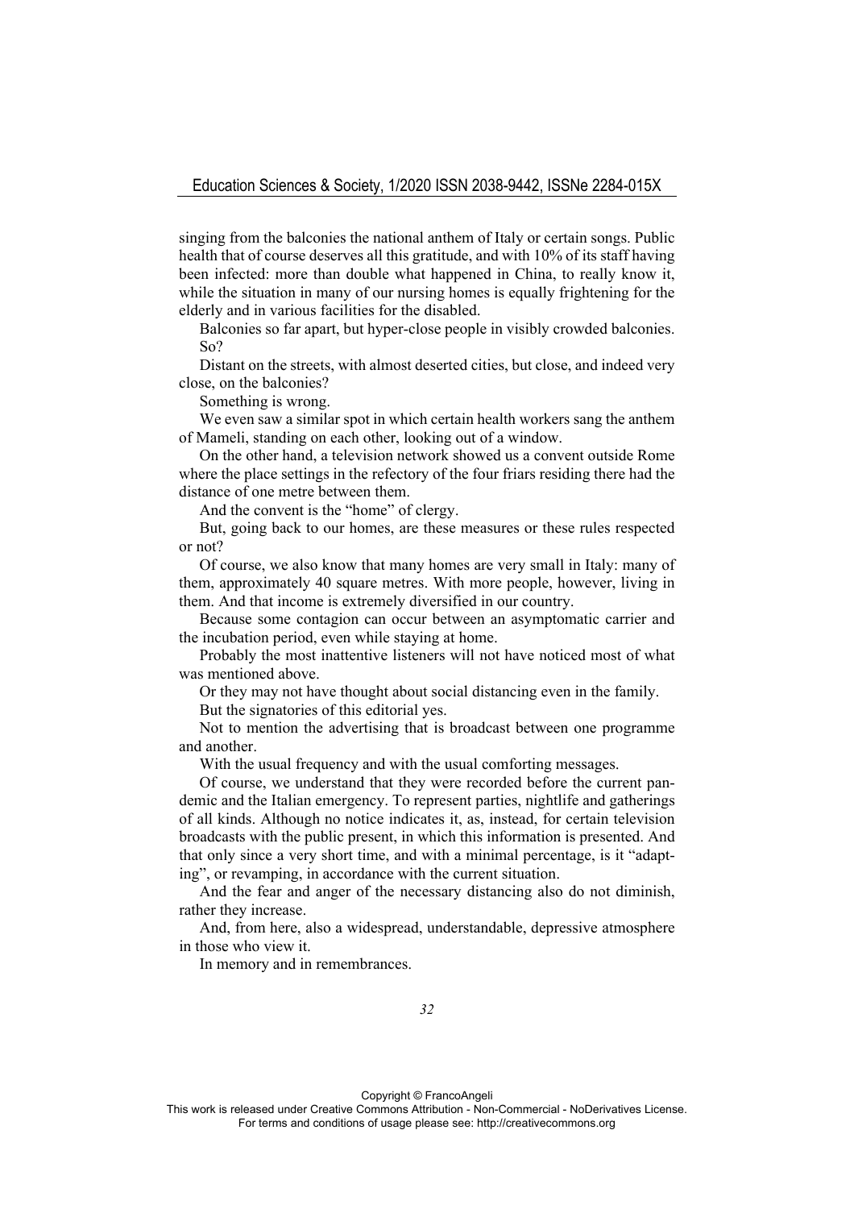singing from the balconies the national anthem of Italy or certain songs. Public health that of course deserves all this gratitude, and with 10% of its staff having been infected: more than double what happened in China, to really know it, while the situation in many of our nursing homes is equally frightening for the elderly and in various facilities for the disabled.

Balconies so far apart, but hyper-close people in visibly crowded balconies. So?

Distant on the streets, with almost deserted cities, but close, and indeed very close, on the balconies?

Something is wrong.

We even saw a similar spot in which certain health workers sang the anthem of Mameli, standing on each other, looking out of a window.

On the other hand, a television network showed us a convent outside Rome where the place settings in the refectory of the four friars residing there had the distance of one metre between them.

And the convent is the "home" of clergy.

But, going back to our homes, are these measures or these rules respected or not?

Of course, we also know that many homes are very small in Italy: many of them, approximately 40 square metres. With more people, however, living in them. And that income is extremely diversified in our country.

Because some contagion can occur between an asymptomatic carrier and the incubation period, even while staying at home.

Probably the most inattentive listeners will not have noticed most of what was mentioned above.

Or they may not have thought about social distancing even in the family.

But the signatories of this editorial yes.

Not to mention the advertising that is broadcast between one programme and another.

With the usual frequency and with the usual comforting messages.

Of course, we understand that they were recorded before the current pandemic and the Italian emergency. To represent parties, nightlife and gatherings of all kinds. Although no notice indicates it, as, instead, for certain television broadcasts with the public present, in which this information is presented. And that only since a very short time, and with a minimal percentage, is it "adapting", or revamping, in accordance with the current situation.

And the fear and anger of the necessary distancing also do not diminish, rather they increase.

And, from here, also a widespread, understandable, depressive atmosphere in those who view it.

In memory and in remembrances.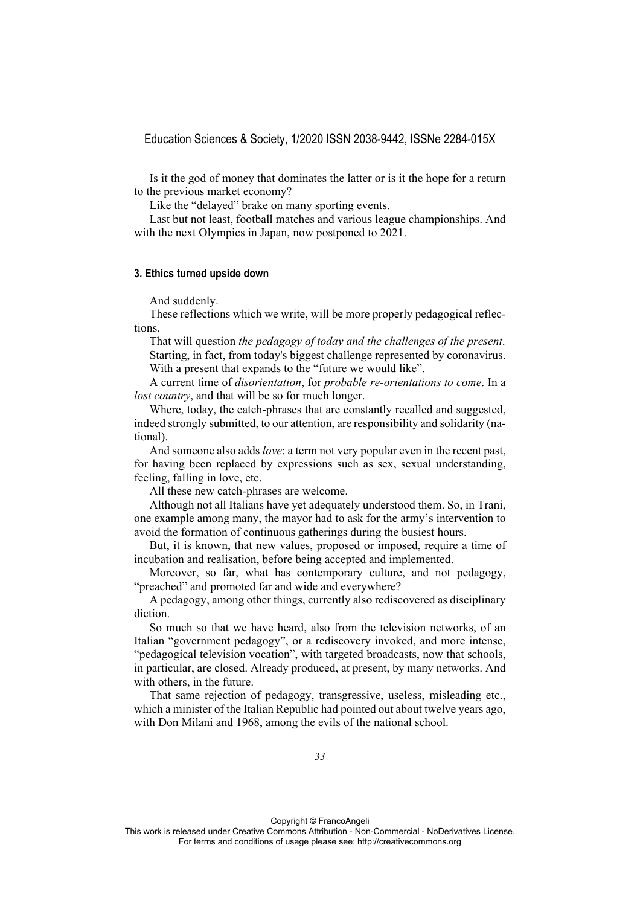Is it the god of money that dominates the latter or is it the hope for a return to the previous market economy?

Like the "delayed" brake on many sporting events.

Last but not least, football matches and various league championships. And with the next Olympics in Japan, now postponed to 2021.

### 3. Ethics turned upside down

And suddenly.

These reflections which we write, will be more properly pedagogical reflections.

That will question *the pedagogy of today and the challenges of the present*.

Starting, in fact, from today's biggest challenge represented by coronavirus.

With a present that expands to the "future we would like".

A current time of *disorientation*, for *probable re-orientations to come*. In a *lost country*, and that will be so for much longer.

Where, today, the catch-phrases that are constantly recalled and suggested, indeed strongly submitted, to our attention, are responsibility and solidarity (national).

And someone also adds *love*: a term not very popular even in the recent past, for having been replaced by expressions such as sex, sexual understanding, feeling, falling in love, etc.

All these new catch-phrases are welcome.

Although not all Italians have yet adequately understood them. So, in Trani, one example among many, the mayor had to ask for the army's intervention to avoid the formation of continuous gatherings during the busiest hours.

But, it is known, that new values, proposed or imposed, require a time of incubation and realisation, before being accepted and implemented.

Moreover, so far, what has contemporary culture, and not pedagogy, "preached" and promoted far and wide and everywhere?

A pedagogy, among other things, currently also rediscovered as disciplinary diction.

So much so that we have heard, also from the television networks, of an Italian "government pedagogy", or a rediscovery invoked, and more intense, "pedagogical television vocation", with targeted broadcasts, now that schools, in particular, are closed. Already produced, at present, by many networks. And with others, in the future.

That same rejection of pedagogy, transgressive, useless, misleading etc., which a minister of the Italian Republic had pointed out about twelve years ago, with Don Milani and 1968, among the evils of the national school.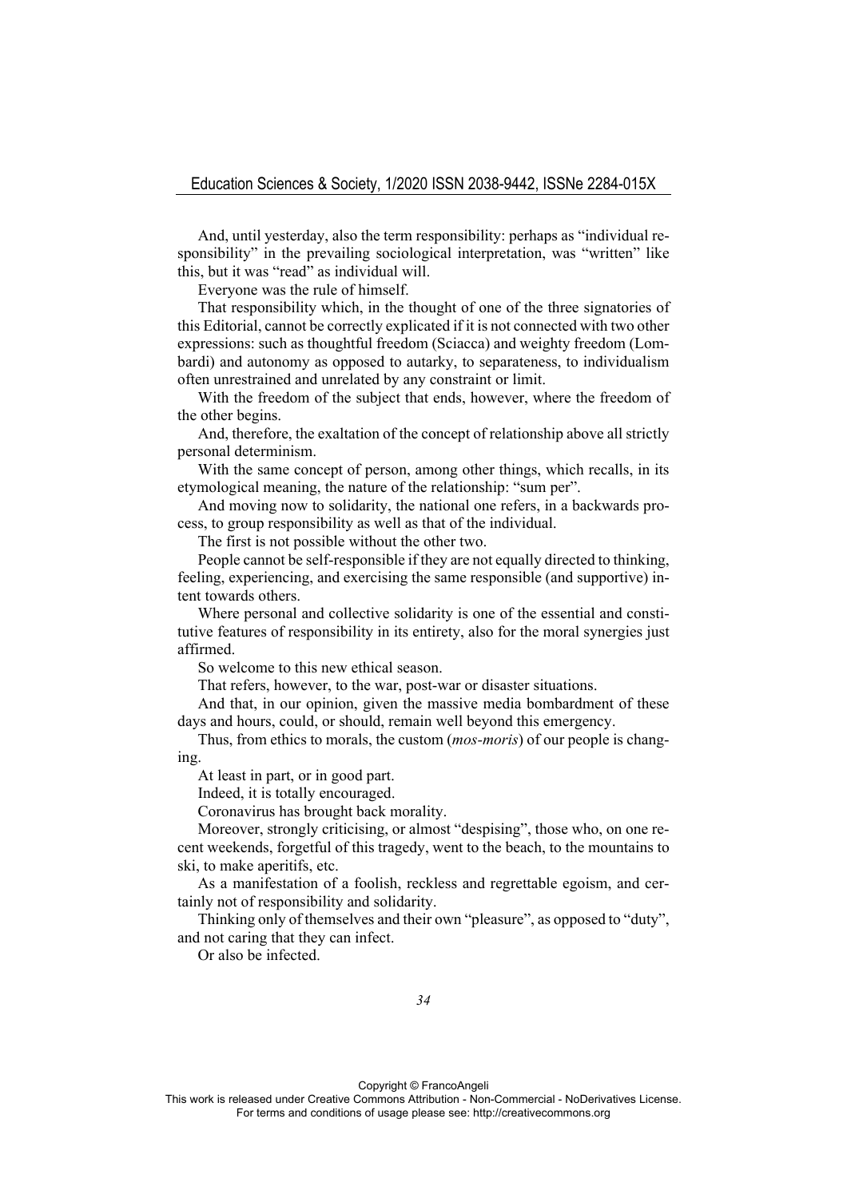And, until yesterday, also the term responsibility: perhaps as "individual responsibility" in the prevailing sociological interpretation, was "written" like this, but it was "read" as individual will.

Everyone was the rule of himself.

That responsibility which, in the thought of one of the three signatories of this Editorial, cannot be correctly explicated if it is not connected with two other expressions: such as thoughtful freedom (Sciacca) and weighty freedom (Lombardi) and autonomy as opposed to autarky, to separateness, to individualism often unrestrained and unrelated by any constraint or limit.

With the freedom of the subject that ends, however, where the freedom of the other begins.

And, therefore, the exaltation of the concept of relationship above all strictly personal determinism.

With the same concept of person, among other things, which recalls, in its etymological meaning, the nature of the relationship: "sum per".

And moving now to solidarity, the national one refers, in a backwards process, to group responsibility as well as that of the individual.

The first is not possible without the other two.

People cannot be self-responsible if they are not equally directed to thinking, feeling, experiencing, and exercising the same responsible (and supportive) intent towards others.

Where personal and collective solidarity is one of the essential and constitutive features of responsibility in its entirety, also for the moral synergies just affirmed.

So welcome to this new ethical season.

That refers, however, to the war, post-war or disaster situations.

And that, in our opinion, given the massive media bombardment of these days and hours, could, or should, remain well beyond this emergency.

Thus, from ethics to morals, the custom (*mos-moris*) of our people is changing.

At least in part, or in good part.

Indeed, it is totally encouraged.

Coronavirus has brought back morality.

Moreover, strongly criticising, or almost "despising", those who, on one recent weekends, forgetful of this tragedy, went to the beach, to the mountains to ski, to make aperitifs, etc.

As a manifestation of a foolish, reckless and regrettable egoism, and certainly not of responsibility and solidarity.

Thinking only of themselves and their own "pleasure", as opposed to "duty", and not caring that they can infect.

Or also be infected.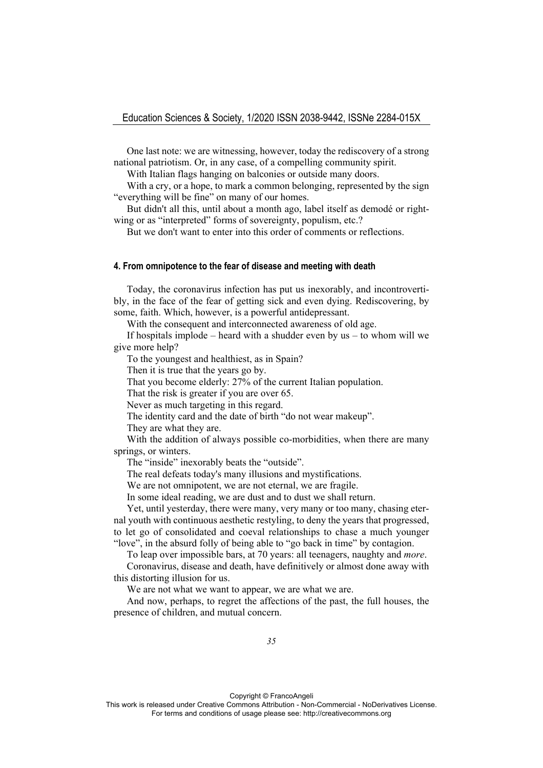One last note: we are witnessing, however, today the rediscovery of a strong national patriotism. Or, in any case, of a compelling community spirit.

With Italian flags hanging on balconies or outside many doors.

With a cry, or a hope, to mark a common belonging, represented by the sign "everything will be fine" on many of our homes.

But didn't all this, until about a month ago, label itself as demodé or right-wing or as "interpreted" forms of sovereignty, populism, etc.?

But we don't want to enter into this order of comments or reflections.

#### 4. From omnipotence to the fear of disease and meeting with death

Today, the coronavirus infection has put us inexorably, and incontrovertibly, in the face of the fear of getting sick and even dying. Rediscovering, by some, faith. Which, however, is a powerful antidepressant.

With the consequent and interconnected awareness of old age.

If hospitals implode – heard with a shudder even by us – to whom will we give more help?

To the youngest and healthiest, as in Spain?

Then it is true that the years go by.

That you become elderly: 27% of the current Italian population.

That the risk is greater if you are over 65.

Never as much targeting in this regard.

The identity card and the date of birth "do not wear makeup".

They are what they are.

With the addition of always possible co-morbidities, when there are many springs, or winters.

The "inside" inexorably beats the "outside".

The real defeats today's many illusions and mystifications.

We are not omnipotent, we are not eternal, we are fragile.

In some ideal reading, we are dust and to dust we shall return.

Yet, until yesterday, there were many, very many or too many, chasing eternal youth with continuous aesthetic restyling, to deny the years that progressed, to let go of consolidated and coeval relationships to chase a much younger "love", in the absurd folly of being able to "go back in time" by contagion.

To leap over impossible bars, at 70 years: all teenagers, naughty and *more*.

Coronavirus, disease and death, have definitively or almost done away with this distorting illusion for us.

We are not what we want to appear, we are what we are.

And now, perhaps, to regret the affections of the past, the full houses, the presence of children, and mutual concern.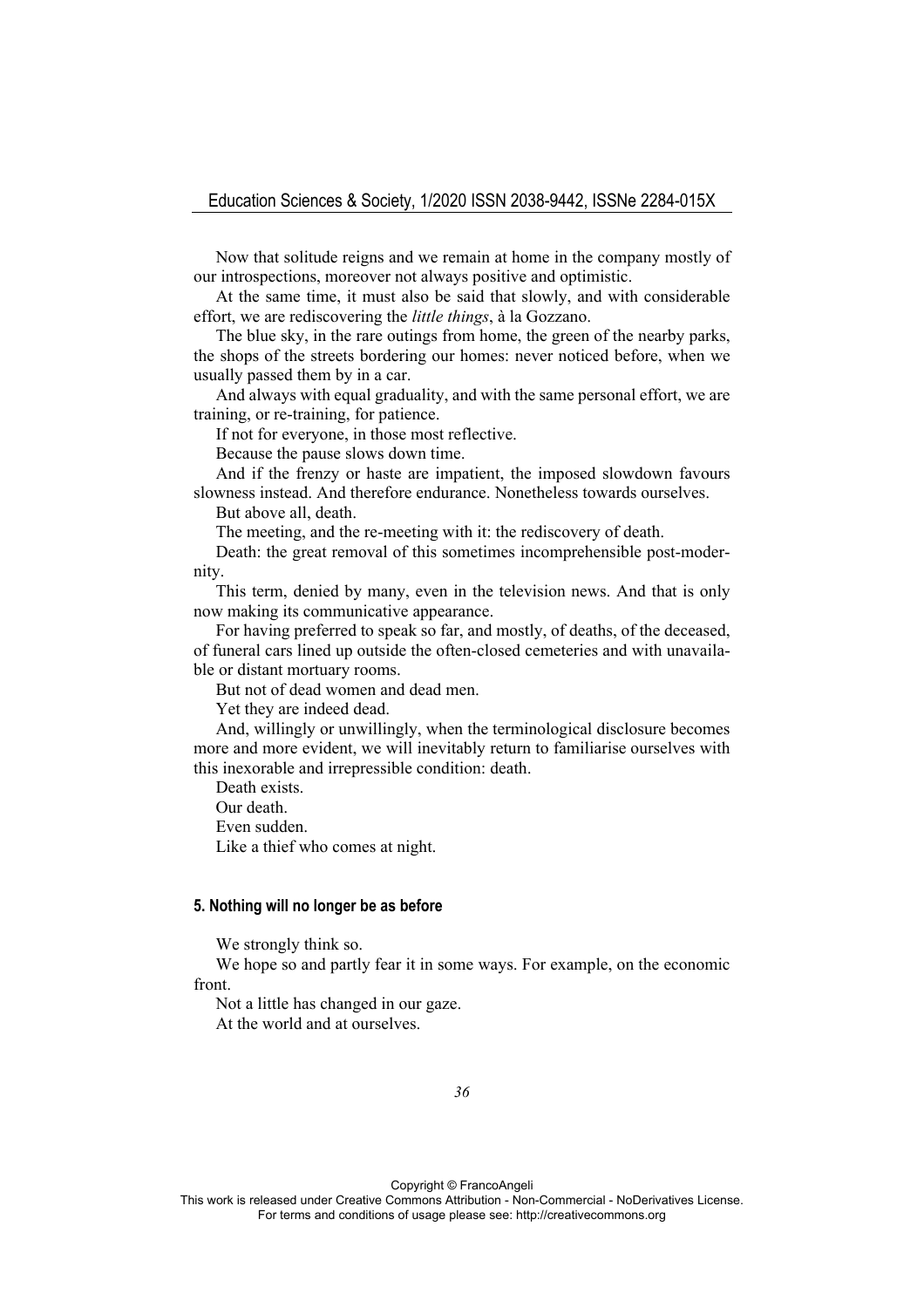Now that solitude reigns and we remain at home in the company mostly of our introspections, moreover not always positive and optimistic.

At the same time, it must also be said that slowly, and with considerable effort, we are rediscovering the *little things*, à la Gozzano.

The blue sky, in the rare outings from home, the green of the nearby parks, the shops of the streets bordering our homes: never noticed before, when we usually passed them by in a car.

And always with equal graduality, and with the same personal effort, we are training, or re-training, for patience.

If not for everyone, in those most reflective.

Because the pause slows down time.

And if the frenzy or haste are impatient, the imposed slowdown favours slowness instead. And therefore endurance. Nonetheless towards ourselves.

But above all, death.

The meeting, and the re-meeting with it: the rediscovery of death.

Death: the great removal of this sometimes incomprehensible post-modernity.

This term, denied by many, even in the television news. And that is only now making its communicative appearance.

For having preferred to speak so far, and mostly, of deaths, of the deceased, of funeral cars lined up outside the often-closed cemeteries and with unavailable or distant mortuary rooms.

But not of dead women and dead men.

Yet they are indeed dead.

And, willingly or unwillingly, when the terminological disclosure becomes more and more evident, we will inevitably return to familiarise ourselves with this inexorable and irrepressible condition: death.

Death exists.

Our death.

Even sudden.

Like a thief who comes at night.

## 5. Nothing will no longer be as before

We strongly think so.

We hope so and partly fear it in some ways. For example, on the economic front.

Not a little has changed in our gaze.

At the world and at ourselves.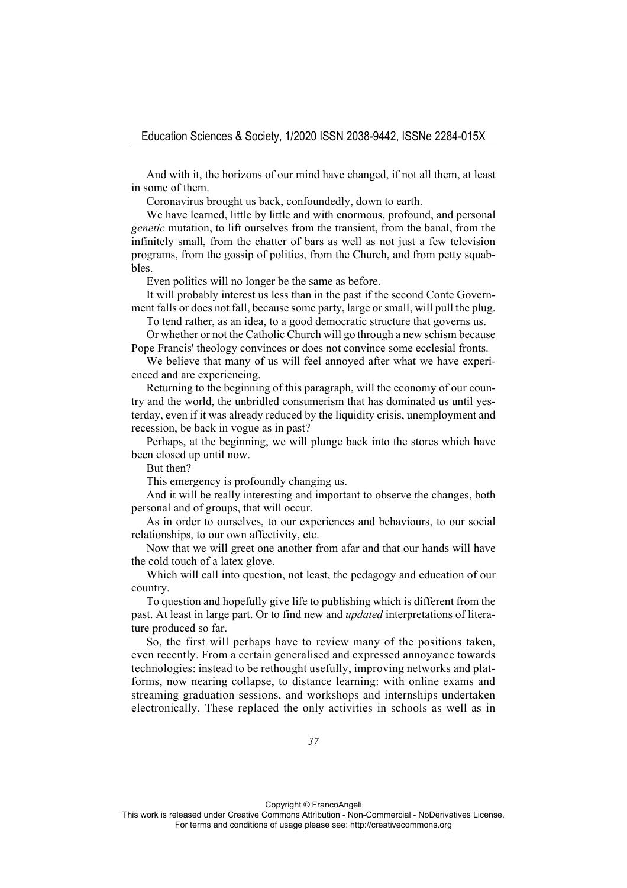And with it, the horizons of our mind have changed, if not all them, at least in some of them.

Coronavirus brought us back, confoundedly, down to earth.

We have learned, little by little and with enormous, profound, and personal *genetic* mutation, to lift ourselves from the transient, from the banal, from the infinitely small, from the chatter of bars as well as not just a few television programs, from the gossip of politics, from the Church, and from petty squabbles.

Even politics will no longer be the same as before.

It will probably interest us less than in the past if the second Conte Government falls or does not fall, because some party, large or small, will pull the plug.

To tend rather, as an idea, to a good democratic structure that governs us.

Or whether or not the Catholic Church will go through a new schism because Pope Francis' theology convinces or does not convince some ecclesial fronts.

We believe that many of us will feel annoyed after what we have experienced and are experiencing.

Returning to the beginning of this paragraph, will the economy of our country and the world, the unbridled consumerism that has dominated us until yesterday, even if it was already reduced by the liquidity crisis, unemployment and recession, be back in vogue as in past?

Perhaps, at the beginning, we will plunge back into the stores which have been closed up until now.

But then?

This emergency is profoundly changing us.

And it will be really interesting and important to observe the changes, both personal and of groups, that will occur.

As in order to ourselves, to our experiences and behaviours, to our social relationships, to our own affectivity, etc.

Now that we will greet one another from afar and that our hands will have the cold touch of a latex glove.

Which will call into question, not least, the pedagogy and education of our country.

To question and hopefully give life to publishing which is different from the past. At least in large part. Or to find new and *updated* interpretations of literature produced so far.

So, the first will perhaps have to review many of the positions taken, even recently. From a certain generalised and expressed annoyance towards technologies: instead to be rethought usefully, improving networks and platforms, now nearing collapse, to distance learning: with online exams and streaming graduation sessions, and workshops and internships undertaken electronically. These replaced the only activities in schools as well as in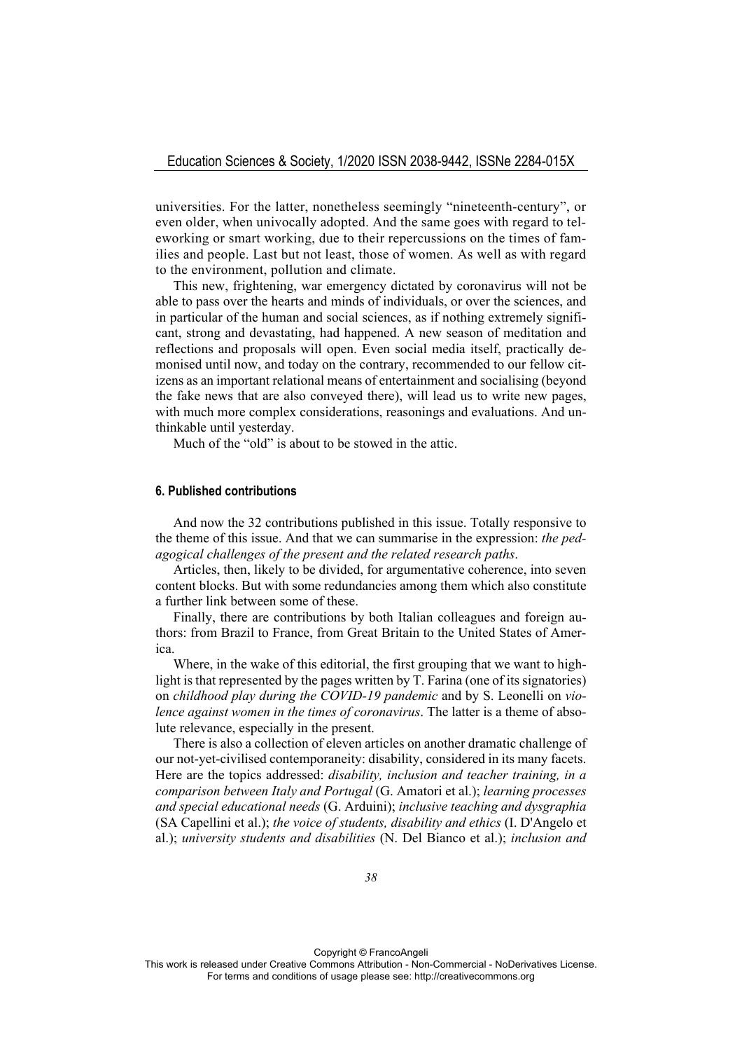universities. For the latter, nonetheless seemingly "nineteenth-century", or even older, when univocally adopted. And the same goes with regard to teleworking or smart working, due to their repercussions on the times of families and people. Last but not least, those of women. As well as with regard to the environment, pollution and climate.

This new, frightening, war emergency dictated by coronavirus will not be able to pass over the hearts and minds of individuals, or over the sciences, and in particular of the human and social sciences, as if nothing extremely significant, strong and devastating, had happened. A new season of meditation and reflections and proposals will open. Even social media itself, practically demonised until now, and today on the contrary, recommended to our fellow citizens as an important relational means of entertainment and socialising (beyond the fake news that are also conveyed there), will lead us to write new pages, with much more complex considerations, reasonings and evaluations. And unthinkable until yesterday.

Much of the "old" is about to be stowed in the attic.

## 6. Published contributions

And now the 32 contributions published in this issue. Totally responsive to the theme of this issue. And that we can summarise in the expression: *the pedagogical challenges of the present and the related research paths*.

Articles, then, likely to be divided, for argumentative coherence, into seven content blocks. But with some redundancies among them which also constitute a further link between some of these.

Finally, there are contributions by both Italian colleagues and foreign authors: from Brazil to France, from Great Britain to the United States of America.

Where, in the wake of this editorial, the first grouping that we want to highlight is that represented by the pages written by T. Farina (one of its signatories) on *childhood play during the COVID-19 pandemic* and by S. Leonelli on *violence against women in the times of coronavirus*. The latter is a theme of absolute relevance, especially in the present.

There is also a collection of eleven articles on another dramatic challenge of our not-yet-civilised contemporaneity: disability, considered in its many facets. Here are the topics addressed: *disability, inclusion and teacher training, in a comparison between Italy and Portugal* (G. Amatori et al.); *learning processes and special educational needs* (G. Arduini); *inclusive teaching and dysgraphia* (SA Capellini et al.); *the voice of students, disability and ethics* (I. D'Angelo et al.); *university students and disabilities* (N. Del Bianco et al.); *inclusion and*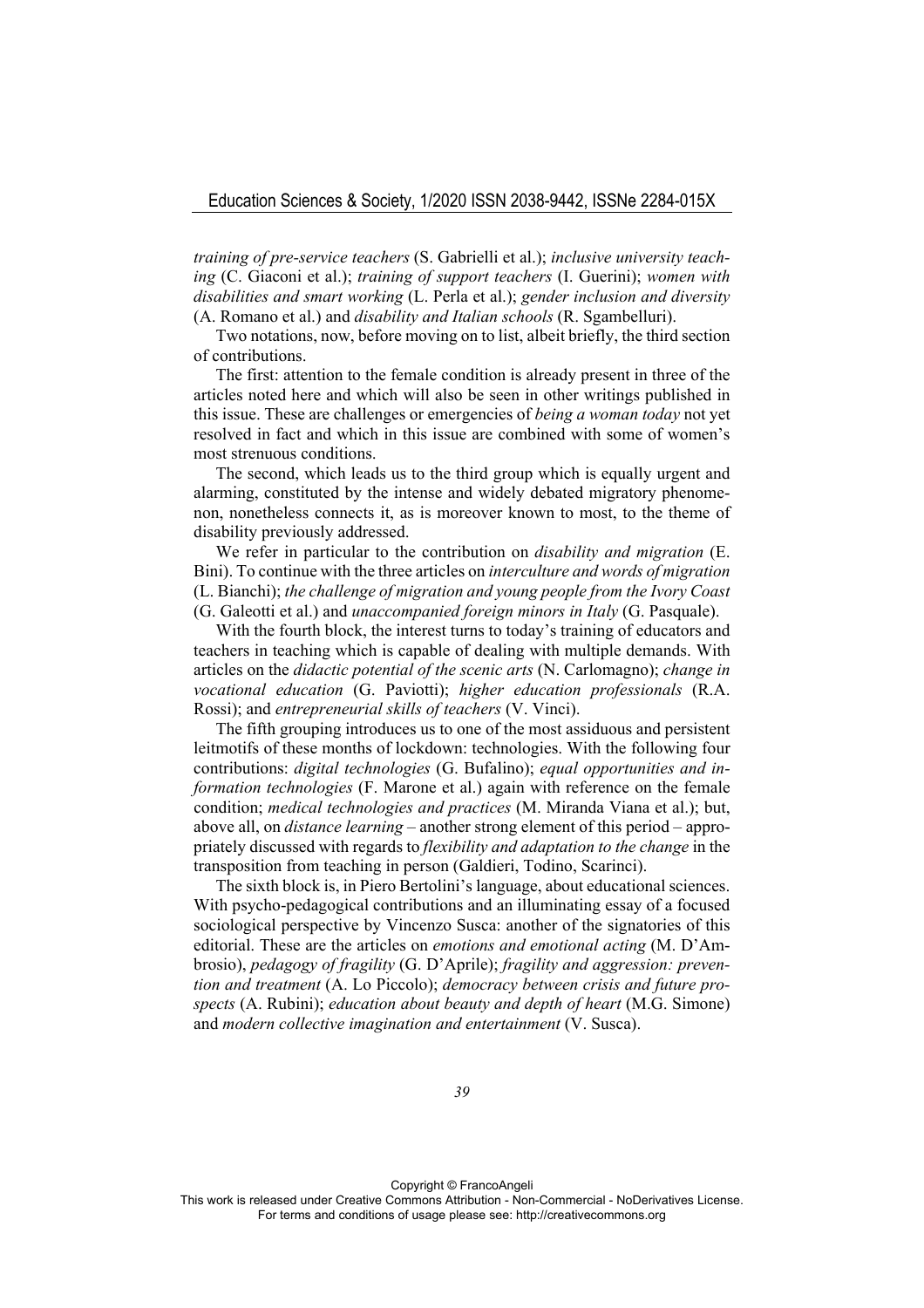*training of pre-service teachers* (S. Gabrielli et al.); *inclusive university teaching* (C. Giaconi et al.); *training of support teachers* (I. Guerini); *women with disabilities and smart working* (L. Perla et al.); *gender inclusion and diversity* (A. Romano et al.) and *disability and Italian schools* (R. Sgambelluri).

Two notations, now, before moving on to list, albeit briefly, the third section of contributions.

The first: attention to the female condition is already present in three of the articles noted here and which will also be seen in other writings published in this issue. These are challenges or emergencies of *being a woman today* not yet resolved in fact and which in this issue are combined with some of women's most strenuous conditions.

The second, which leads us to the third group which is equally urgent and alarming, constituted by the intense and widely debated migratory phenomenon, nonetheless connects it, as is moreover known to most, to the theme of disability previously addressed.

We refer in particular to the contribution on *disability and migration* (E. Bini). To continue with the three articles on *interculture and words of migration* (L. Bianchi); *the challenge of migration and young people from the Ivory Coast* (G. Galeotti et al.) and *unaccompanied foreign minors in Italy* (G. Pasquale).

With the fourth block, the interest turns to today's training of educators and teachers in teaching which is capable of dealing with multiple demands. With articles on the *didactic potential of the scenic arts* (N. Carlomagno); *change in vocational education* (G. Paviotti); *higher education professionals* (R.A. Rossi); and *entrepreneurial skills of teachers* (V. Vinci).

The fifth grouping introduces us to one of the most assiduous and persistent leitmotifs of these months of lockdown: technologies. With the following four contributions: *digital technologies* (G. Bufalino); *equal opportunities and information technologies* (F. Marone et al.) again with reference on the female condition; *medical technologies and practices* (M. Miranda Viana et al.); but, above all, on *distance learning* – another strong element of this period – appropriately discussed with regards to *flexibility and adaptation to the change* in the transposition from teaching in person (Galdieri, Todino, Scarinci).

The sixth block is, in Piero Bertolini's language, about educational sciences. With psycho-pedagogical contributions and an illuminating essay of a focused sociological perspective by Vincenzo Susca: another of the signatories of this editorial. These are the articles on *emotions and emotional acting* (M. D'Ambrosio), *pedagogy of fragility* (G. D'Aprile); *fragility and aggression: prevention and treatment* (A. Lo Piccolo); *democracy between crisis and future prospects* (A. Rubini); *education about beauty and depth of heart* (M.G. Simone) and *modern collective imagination and entertainment* (V. Susca).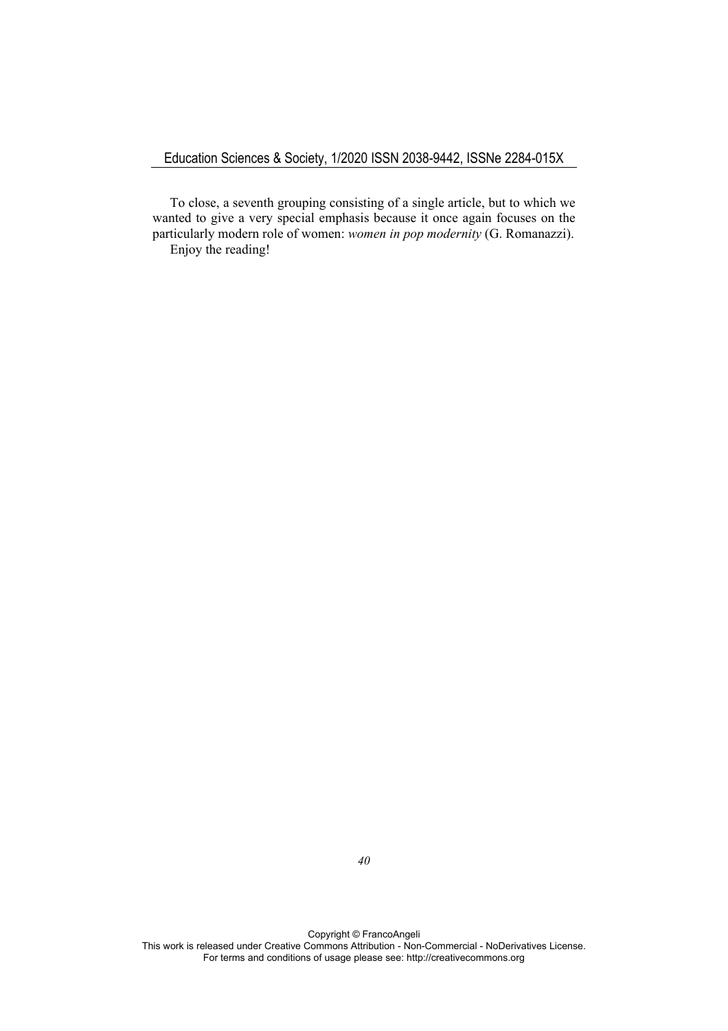To close, a seventh grouping consisting of a single article, but to which we wanted to give a very special emphasis because it once again focuses on the particularly modern role of women: *women in pop modernity* (G. Romanazzi).

Enjoy the reading!